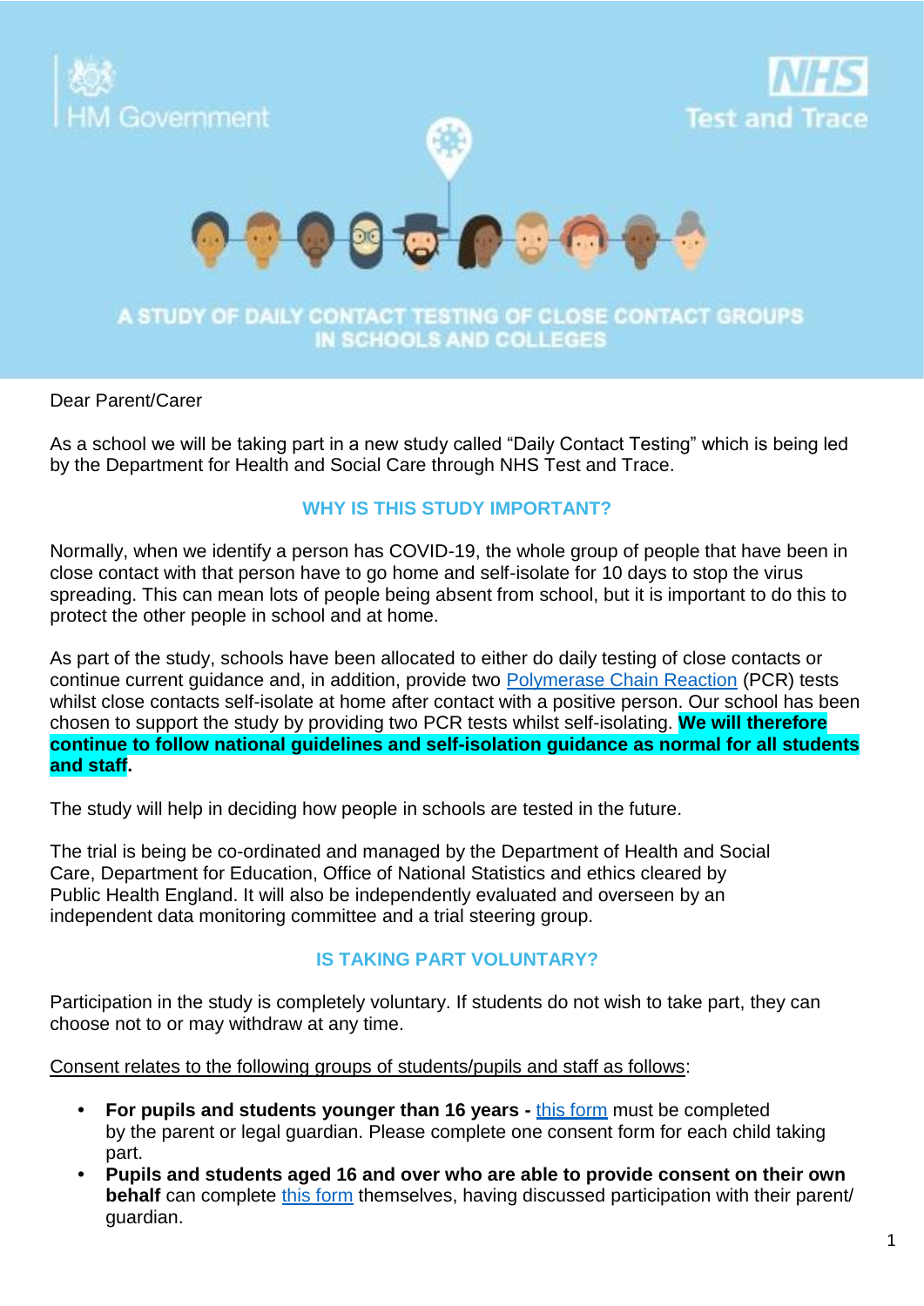HM Government

NHS Test and Trace

# A STUDY OF DAILY CONTACT TESTING OF CLOSE CONTACT GROUPS IN SCHOOLS AND COLLEGES

Dear Parent/Carer

As a school we will be taking part in a new study called "Daily Contact Testing" which is being led by the Department for Health and Social Care through NHS Test and Trace.

## WHY IS THIS STUDY IMPORTANT?

Normally, when we identify a person has COVID-19, the whole group of people that have been in close contact with that person have to go home and self-isolate for 10 days to stop the virus spreading. This can mean lots of people being absent from school, but it is important to do this to protect the other people in school and at home.

As part of the study, schools have been allocated to either do daily testing of close contacts or continue current guidance and, in addition, provide two Polymerase Chain Reaction (PCR) tests whilst close contacts self-isolate at home after contact with a positive person. Our school has been chosen to support the study by providing two PCR tests whilst self-isolating. **We will therefore continue to follow national guidelines and self-isolation guidance as normal for all students and staff.**

The study will help in deciding how people in schools are tested in the future.

The trial is being be co-ordinated and managed by the Department of Health and Social Care, Department for Education, Office of National Statistics and ethics cleared by Public Health England. It will also be independently evaluated and overseen by an independent data monitoring committee and a trial steering group.

## IS TAKING PART VOLUNTARY?

Participation in the study is completely voluntary. If students do not wish to take part, they can choose not to or may withdraw at any time.

Consent relates to the following groups of students/pupils and staff as follows:

- **For pupils and students younger than 16 years -** this form must be completed by the parent or legal guardian. Please complete one consent form for each child taking part.
- **Pupils and students aged 16 and over who are able to provide consent on their own behalf** can complete this form themselves, having discussed participation with their parent/ guardian.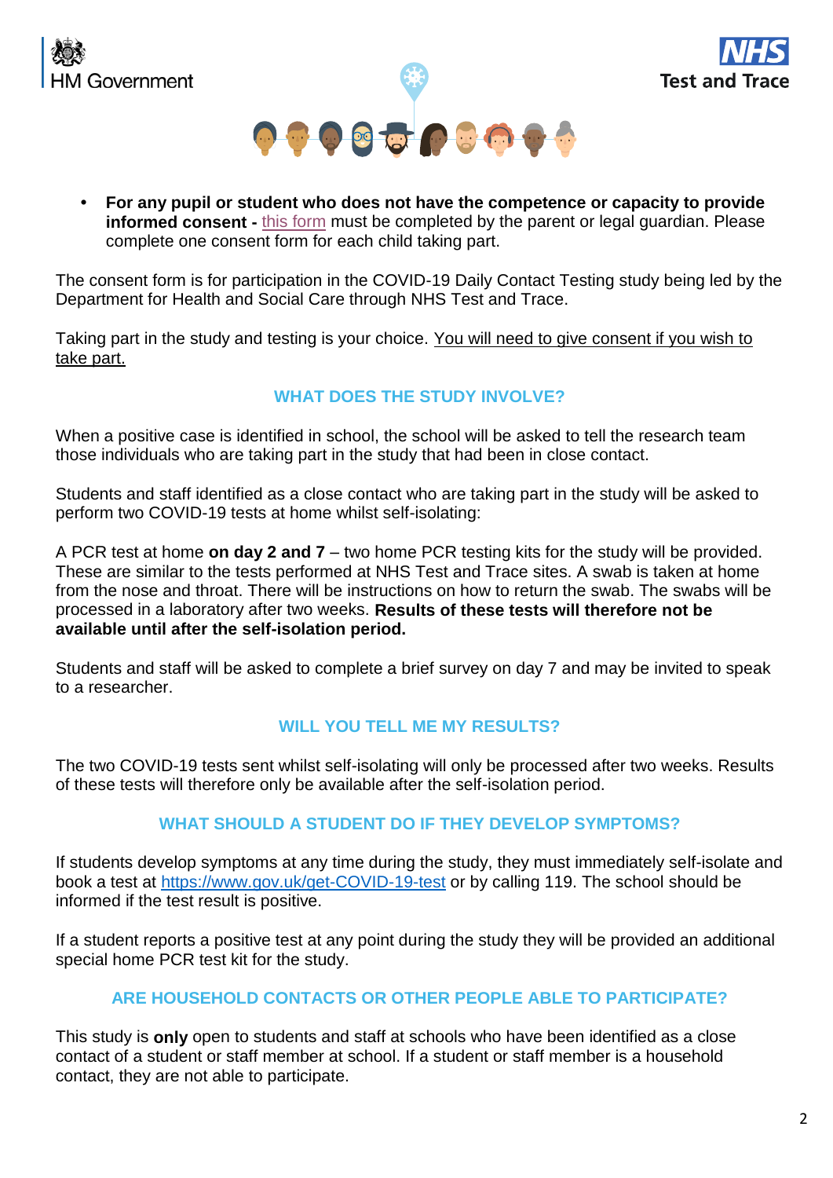- **For any pupil or student who does not have the competence or capacity to provide informed consent -** this form must be completed by the parent or legal guardian. Please complete one consent form for each child taking part.

The consent form is for participation in the COVID-19 Daily Contact Testing study being led by the Department for Health and Social Care through NHS Test and Trace.

Taking part in the study and testing is your choice. You will need to give consent if you wish to take part.

## WHAT DOES THE STUDY INVOLVE?

When a positive case is identified in school, the school will be asked to tell the research team those individuals who are taking part in the study that had been in close contact.

Students and staff identified as a close contact who are taking part in the study will be asked to perform two COVID-19 tests at home whilst self-isolating:

A PCR test at home **on day 2 and 7** – two home PCR testing kits for the study will be provided. These are similar to the tests performed at NHS Test and Trace sites. A swab is taken at home from the nose and throat. There will be instructions on how to return the swab. The swabs will be processed in a laboratory after two weeks. **Results of these tests will therefore not be available until after the self-isolation period.**

Students and staff will be asked to complete a brief survey on day 7 and may be invited to speak to a researcher.

## WILL YOU TELL ME MY RESULTS?

The two COVID-19 tests sent whilst self-isolating will only be processed after two weeks. Results of these tests will therefore only be available after the self-isolation period.

## WHAT SHOULD A STUDENT DO IF THEY DEVELOP SYMPTOMS?

If students develop symptoms at any time during the study, they must immediately self-isolate and book a test at https://www.gov.uk/get-COVID-19-test or by calling 119. The school should be informed if the test result is positive.

If a student reports a positive test at any point during the study they will be provided an additional special home PCR test kit for the study.

## ARE HOUSEHOLD CONTACTS OR OTHER PEOPLE ABLE TO PARTICIPATE?

This study is **only** open to students and staff at schools who have been identified as a close contact of a student or staff member at school. If a student or staff member is a household contact, they are not able to participate.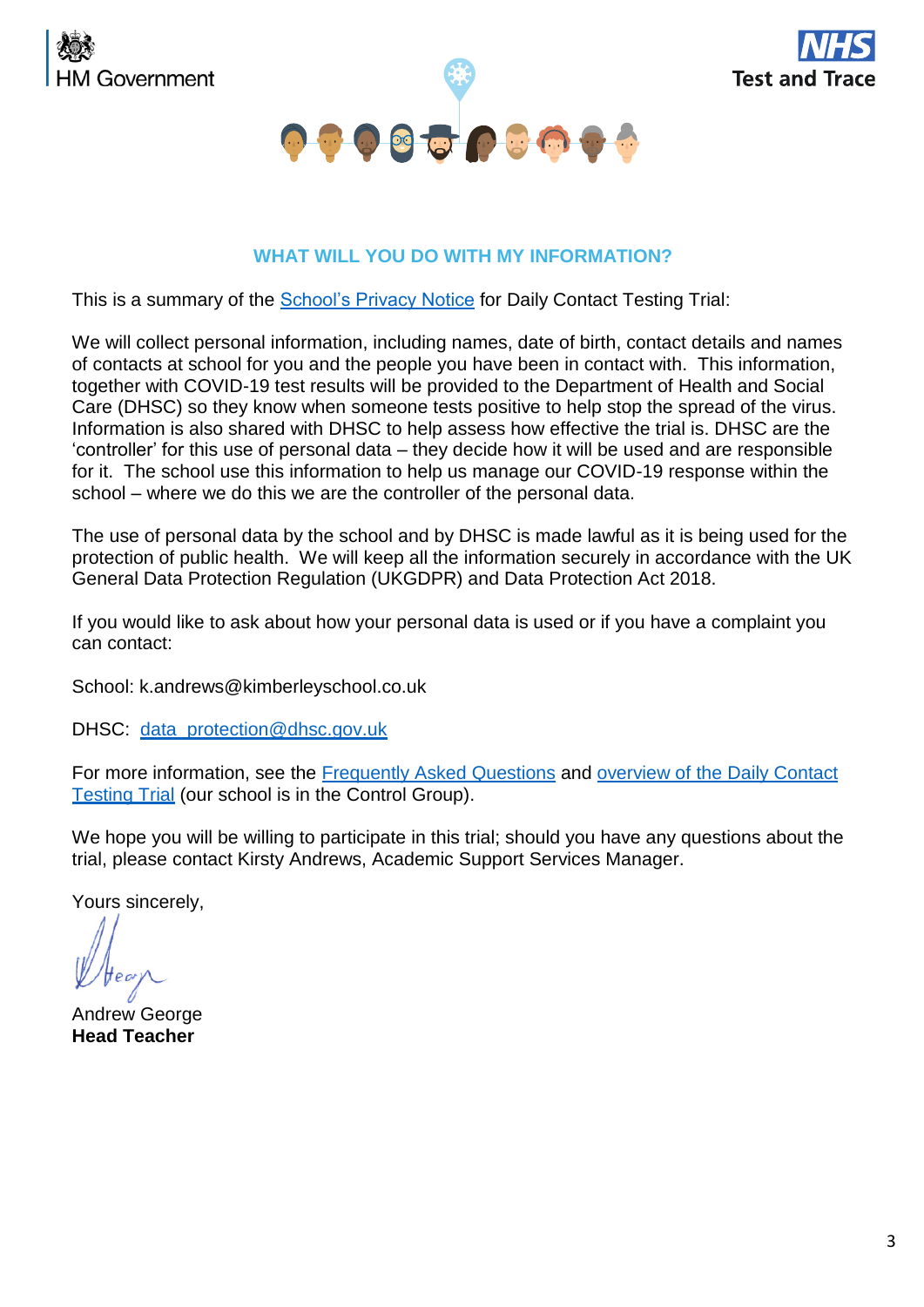## WHAT WILL YOU DO WITH MY INFORMATION?

This is a summary of the School's Privacy Notice for Daily Contact Testing Trial:

We will collect personal information, including names, date of birth, contact details and names of contacts at school for you and the people you have been in contact with. This information, together with COVID-19 test results will be provided to the Department of Health and Social Care (DHSC) so they know when someone tests positive to help stop the spread of the virus. Information is also shared with DHSC to help assess how effective the trial is. DHSC are the 'controller' for this use of personal data – they decide how it will be used and are responsible for it. The school use this information to help us manage our COVID-19 response within the school – where we do this we are the controller of the personal data.

The use of personal data by the school and by DHSC is made lawful as it is being used for the protection of public health. We will keep all the information securely in accordance with the UK General Data Protection Regulation (UKGDPR) and Data Protection Act 2018.

If you would like to ask about how your personal data is used or if you have a complaint you can contact:

School: k.andrews@kimberleyschool.co.uk

DHSC: data_protection@dhsc.gov.uk

For more information, see the Frequently Asked Questions and overview of the Daily Contact Testing Trial (our school is in the Control Group).

We hope you will be willing to participate in this trial; should you have any questions about the trial, please contact Kirsty Andrews, Academic Support Services Manager.

Yours sincerely,

Andrew George
**Head Teacher**